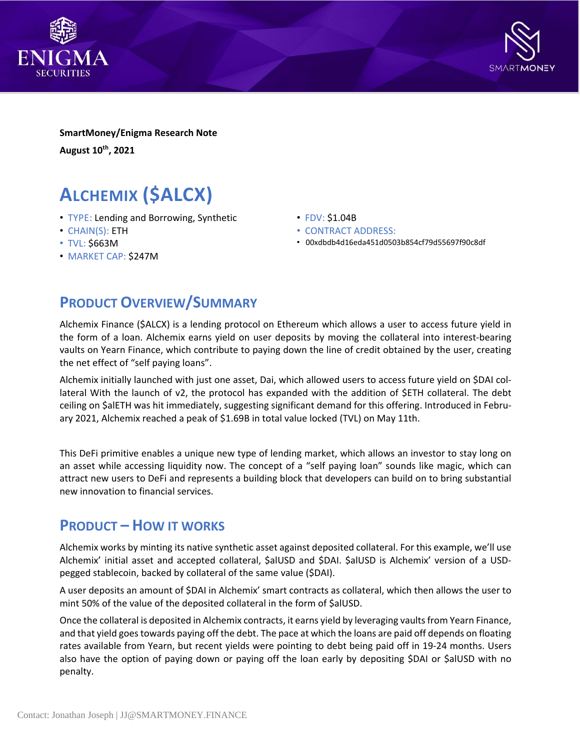**SmartMoney/Enigma Research Note**

**August 10th, 2021**

# ALCHEMIX ($ALCX)

- TYPE: Lending and Borrowing, Synthetic
- CHAIN(S): ETH
- TVL: $663M
- MARKET CAP: $247M
- FDV: $1.04B
- CONTRACT ADDRESS:
- 00xdbdb4d16eda451d0503b854cf79d55697f90c8df

## PRODUCT OVERVIEW/SUMMARY

Alchemix Finance ($ALCX) is a lending protocol on Ethereum which allows a user to access future yield in the form of a loan. Alchemix earns yield on user deposits by moving the collateral into interest-bearing vaults on Yearn Finance, which contribute to paying down the line of credit obtained by the user, creating the net effect of "self paying loans".

Alchemix initially launched with just one asset, Dai, which allowed users to access future yield on $DAI collateral With the launch of v2, the protocol has expanded with the addition of $ETH collateral. The debt ceiling on $alETH was hit immediately, suggesting significant demand for this offering. Introduced in February 2021, Alchemix reached a peak of $1.69B in total value locked (TVL) on May 11th.

This DeFi primitive enables a unique new type of lending market, which allows an investor to stay long on an asset while accessing liquidity now. The concept of a "self paying loan" sounds like magic, which can attract new users to DeFi and represents a building block that developers can build on to bring substantial new innovation to financial services.

## PRODUCT – HOW IT WORKS

Alchemix works by minting its native synthetic asset against deposited collateral. For this example, we'll use Alchemix' initial asset and accepted collateral, $alUSD and $DAI. $alUSD is Alchemix' version of a USD-pegged stablecoin, backed by collateral of the same value ($DAI).

A user deposits an amount of $DAI in Alchemix' smart contracts as collateral, which then allows the user to mint 50% of the value of the deposited collateral in the form of $alUSD.

Once the collateral is deposited in Alchemix contracts, it earns yield by leveraging vaults from Yearn Finance, and that yield goes towards paying off the debt. The pace at which the loans are paid off depends on floating rates available from Yearn, but recent yields were pointing to debt being paid off in 19-24 months. Users also have the option of paying down or paying off the loan early by depositing $DAI or $alUSD with no penalty.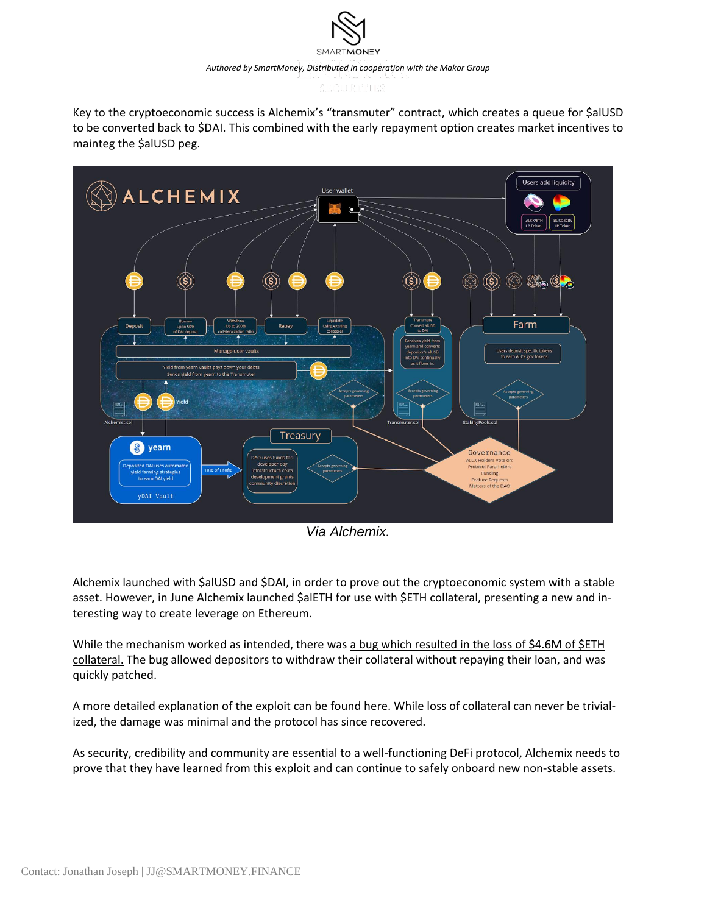Key to the cryptoeconomic success is Alchemix's "transmuter" contract, which creates a queue for $alUSD to be converted back to $DAI. This combined with the early repayment option creates market incentives to mainteg the $alUSD peg.

*Via Alchemix.*

Alchemix launched with $alUSD and $DAI, in order to prove out the cryptoeconomic system with a stable asset. However, in June Alchemix launched $alETH for use with $ETH collateral, presenting a new and interesting way to create leverage on Ethereum.

While the mechanism worked as intended, there was a bug which resulted in the loss of $4.6M of $ETH collateral. The bug allowed depositors to withdraw their collateral without repaying their loan, and was quickly patched.

A more detailed explanation of the exploit can be found here. While loss of collateral can never be trivialized, the damage was minimal and the protocol has since recovered.

As security, credibility and community are essential to a well-functioning DeFi protocol, Alchemix needs to prove that they have learned from this exploit and can continue to safely onboard new non-stable assets.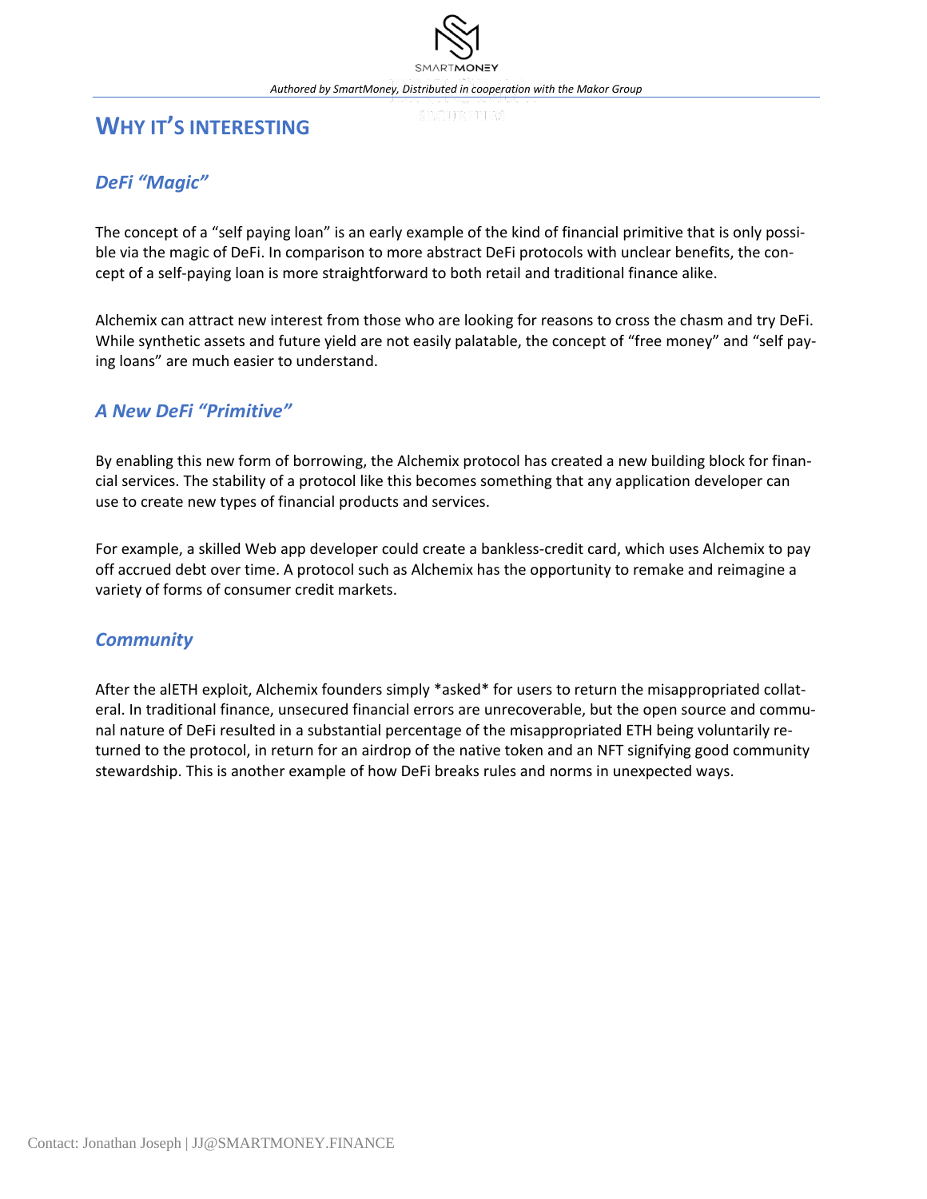# WHY IT'S INTERESTING

## DeFi "Magic"

The concept of a "self paying loan" is an early example of the kind of financial primitive that is only possible via the magic of DeFi. In comparison to more abstract DeFi protocols with unclear benefits, the concept of a self-paying loan is more straightforward to both retail and traditional finance alike.

Alchemix can attract new interest from those who are looking for reasons to cross the chasm and try DeFi. While synthetic assets and future yield are not easily palatable, the concept of "free money" and "self paying loans" are much easier to understand.

## A New DeFi "Primitive"

By enabling this new form of borrowing, the Alchemix protocol has created a new building block for financial services. The stability of a protocol like this becomes something that any application developer can use to create new types of financial products and services.

For example, a skilled Web app developer could create a bankless-credit card, which uses Alchemix to pay off accrued debt over time. A protocol such as Alchemix has the opportunity to remake and reimagine a variety of forms of consumer credit markets.

## Community

After the alETH exploit, Alchemix founders simply *asked* for users to return the misappropriated collateral. In traditional finance, unsecured financial errors are unrecoverable, but the open source and communal nature of DeFi resulted in a substantial percentage of the misappropriated ETH being voluntarily returned to the protocol, in return for an airdrop of the native token and an NFT signifying good community stewardship. This is another example of how DeFi breaks rules and norms in unexpected ways.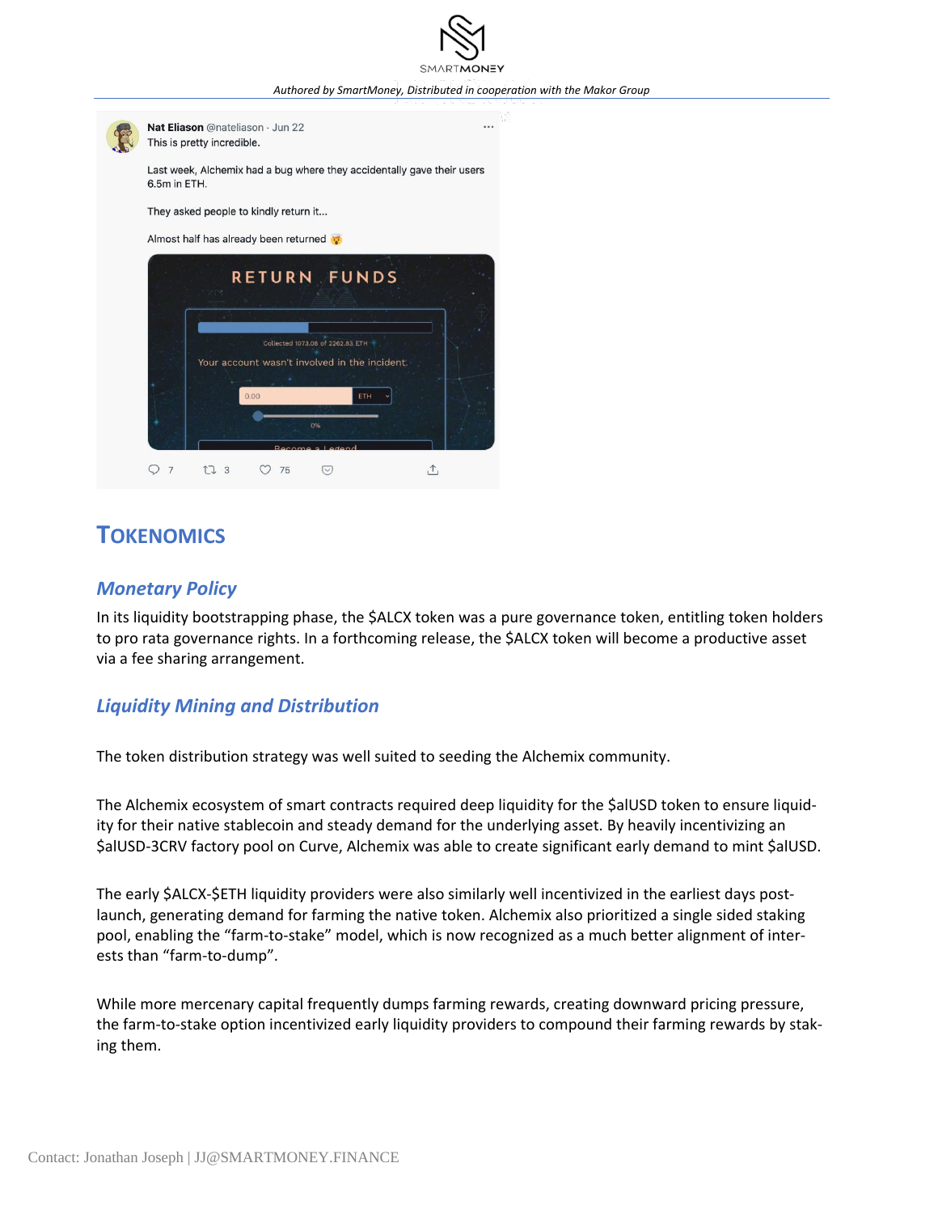Nat Eliason @nateliason · Jun 22

This is pretty incredible.

Last week, Alchemix had a bug where they accidentally gave their users 6.5m in ETH.

They asked people to kindly return it...

Almost half has already been returned 🤯

RETURN FUNDS

Collected 1073.08 of 2262.83 ETH

Your account wasn't involved in the incident.

Become a Legend

## Tokenomics

### *Monetary Policy*

In its liquidity bootstrapping phase, the $ALCX token was a pure governance token, entitling token holders to pro rata governance rights. In a forthcoming release, the $ALCX token will become a productive asset via a fee sharing arrangement.

### *Liquidity Mining and Distribution*

The token distribution strategy was well suited to seeding the Alchemix community.

The Alchemix ecosystem of smart contracts required deep liquidity for the $alUSD token to ensure liquidity for their native stablecoin and steady demand for the underlying asset. By heavily incentivizing an $alUSD-3CRV factory pool on Curve, Alchemix was able to create significant early demand to mint $alUSD.

The early $ALCX-$ETH liquidity providers were also similarly well incentivized in the earliest days post-launch, generating demand for farming the native token. Alchemix also prioritized a single sided staking pool, enabling the "farm-to-stake" model, which is now recognized as a much better alignment of interests than "farm-to-dump".

While more mercenary capital frequently dumps farming rewards, creating downward pricing pressure, the farm-to-stake option incentivized early liquidity providers to compound their farming rewards by staking them.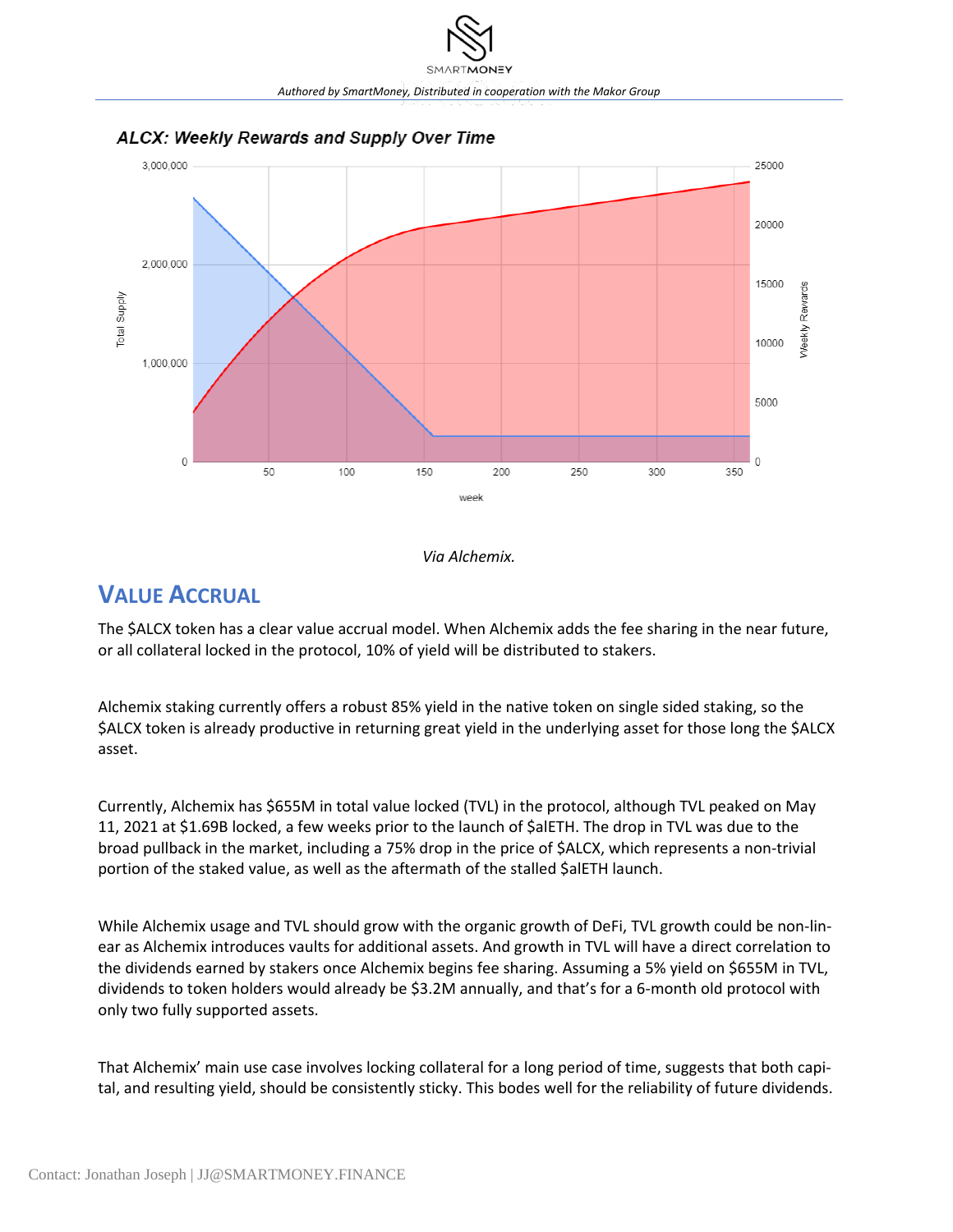ALCX: Weekly Rewards and Supply Over Time

*Via Alchemix.*

## Value Accrual

The $ALCX token has a clear value accrual model. When Alchemix adds the fee sharing in the near future, or all collateral locked in the protocol, 10% of yield will be distributed to stakers.

Alchemix staking currently offers a robust 85% yield in the native token on single sided staking, so the $ALCX token is already productive in returning great yield in the underlying asset for those long the $ALCX asset.

Currently, Alchemix has $655M in total value locked (TVL) in the protocol, although TVL peaked on May 11, 2021 at $1.69B locked, a few weeks prior to the launch of $alETH. The drop in TVL was due to the broad pullback in the market, including a 75% drop in the price of $ALCX, which represents a non-trivial portion of the staked value, as well as the aftermath of the stalled $alETH launch.

While Alchemix usage and TVL should grow with the organic growth of DeFi, TVL growth could be non-linear as Alchemix introduces vaults for additional assets. And growth in TVL will have a direct correlation to the dividends earned by stakers once Alchemix begins fee sharing. Assuming a 5% yield on $655M in TVL, dividends to token holders would already be $3.2M annually, and that's for a 6-month old protocol with only two fully supported assets.

That Alchemix' main use case involves locking collateral for a long period of time, suggests that both capital, and resulting yield, should be consistently sticky. This bodes well for the reliability of future dividends.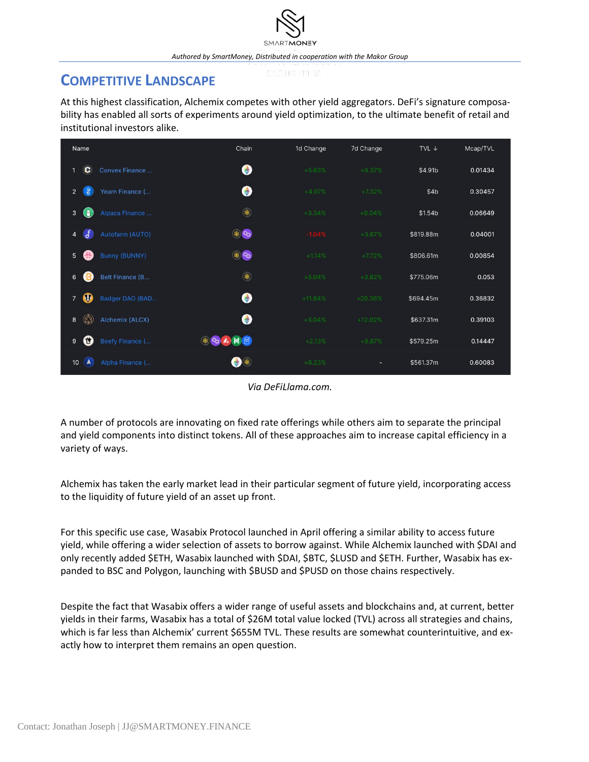## COMPETITIVE LANDSCAPE

At this highest classification, Alchemix competes with other yield aggregators. DeFi's signature composability has enabled all sorts of experiments around yield optimization, to the ultimate benefit of retail and institutional investors alike.

| | Name | Chain | 1d Change | 7d Change | TVL ↓ | Mcap/TVL |
|---|---|---|---|---|---|---|
| 1 | Convex Finance ... | | +5.63% | +9.37% | $4.91b | 0.01434 |
| 2 | Yearn Finance (... | | +4.07% | +7.32% | $4b | 0.30457 |
| 3 | Alpaca Finance ... | | +3.34% | +0.04% | $1.54b | 0.06649 |
| 4 | Autofarm (AUTO) | | -1.04% | +3.67% | $819.88m | 0.04001 |
| 5 | Bunny (BUNNY) | | +1.14% | +7.72% | $806.61m | 0.00854 |
| 6 | Belt Finance (B... | | +5.04% | +3.82% | $775.06m | 0.053 |
| 7 | Badger DAO (BAD... | | +11.94% | +20.36% | $694.45m | 0.36832 |
| 8 | Alchemix (ALCX) | | +3.04% | +12.02% | $637.31m | 0.39103 |
| 9 | Beefy Finance (... | | +2.13% | +8.87% | $579.25m | 0.14447 |
| 10 | Alpha Finance (... | | +8.23% | - | $561.37m | 0.60083 |

*Via DeFiLlama.com.*

A number of protocols are innovating on fixed rate offerings while others aim to separate the principal and yield components into distinct tokens. All of these approaches aim to increase capital efficiency in a variety of ways.

Alchemix has taken the early market lead in their particular segment of future yield, incorporating access to the liquidity of future yield of an asset up front.

For this specific use case, Wasabix Protocol launched in April offering a similar ability to access future yield, while offering a wider selection of assets to borrow against. While Alchemix launched with $DAI and only recently added $ETH, Wasabix launched with $DAI, $BTC, $LUSD and $ETH. Further, Wasabix has expanded to BSC and Polygon, launching with $BUSD and $PUSD on those chains respectively.

Despite the fact that Wasabix offers a wider range of useful assets and blockchains and, at current, better yields in their farms, Wasabix has a total of $26M total value locked (TVL) across all strategies and chains, which is far less than Alchemix' current $655M TVL. These results are somewhat counterintuitive, and exactly how to interpret them remains an open question.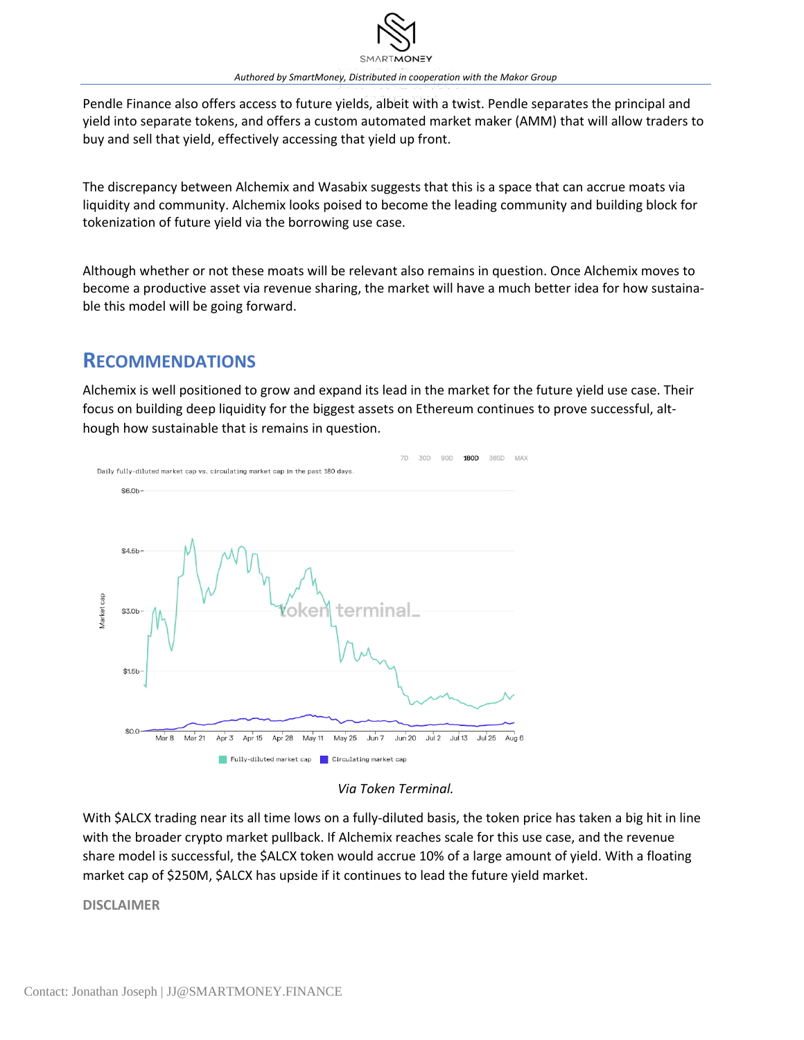Pendle Finance also offers access to future yields, albeit with a twist. Pendle separates the principal and yield into separate tokens, and offers a custom automated market maker (AMM) that will allow traders to buy and sell that yield, effectively accessing that yield up front.

The discrepancy between Alchemix and Wasabix suggests that this is a space that can accrue moats via liquidity and community. Alchemix looks poised to become the leading community and building block for tokenization of future yield via the borrowing use case.

Although whether or not these moats will be relevant also remains in question. Once Alchemix moves to become a productive asset via revenue sharing, the market will have a much better idea for how sustainable this model will be going forward.

## Recommendations

Alchemix is well positioned to grow and expand its lead in the market for the future yield use case. Their focus on building deep liquidity for the biggest assets on Ethereum continues to prove successful, although how sustainable that is remains in question.

*Via Token Terminal.*

With $ALCX trading near its all time lows on a fully-diluted basis, the token price has taken a big hit in line with the broader crypto market pullback. If Alchemix reaches scale for this use case, and the revenue share model is successful, the $ALCX token would accrue 10% of a large amount of yield. With a floating market cap of $250M, $ALCX has upside if it continues to lead the future yield market.

**DISCLAIMER**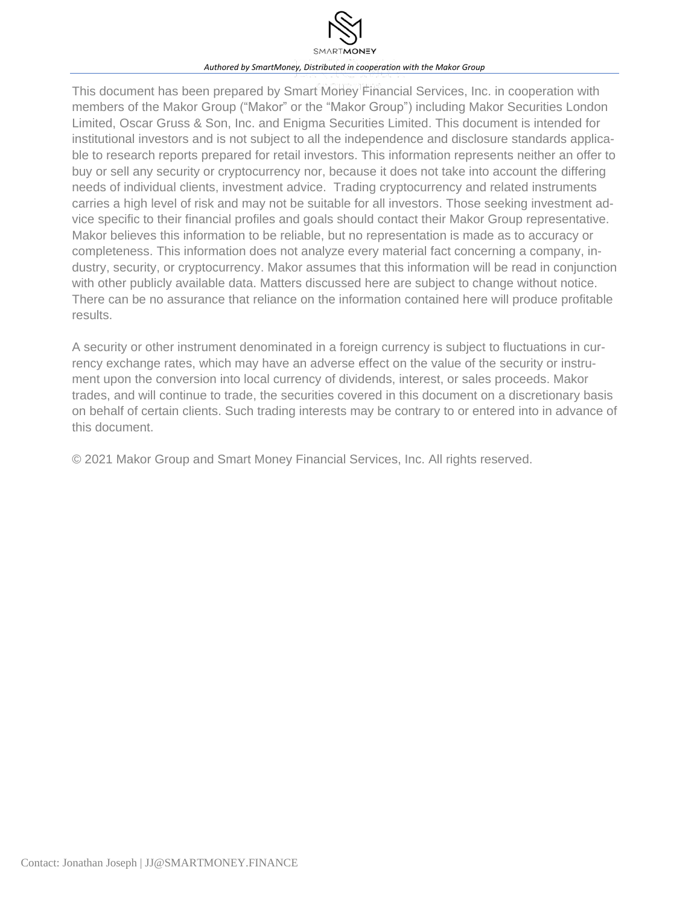This document has been prepared by Smart Money Financial Services, Inc. in cooperation with members of the Makor Group ("Makor" or the "Makor Group") including Makor Securities London Limited, Oscar Gruss & Son, Inc. and Enigma Securities Limited. This document is intended for institutional investors and is not subject to all the independence and disclosure standards applicable to research reports prepared for retail investors. This information represents neither an offer to buy or sell any security or cryptocurrency nor, because it does not take into account the differing needs of individual clients, investment advice. Trading cryptocurrency and related instruments carries a high level of risk and may not be suitable for all investors. Those seeking investment advice specific to their financial profiles and goals should contact their Makor Group representative. Makor believes this information to be reliable, but no representation is made as to accuracy or completeness. This information does not analyze every material fact concerning a company, industry, security, or cryptocurrency. Makor assumes that this information will be read in conjunction with other publicly available data. Matters discussed here are subject to change without notice. There can be no assurance that reliance on the information contained here will produce profitable results.

A security or other instrument denominated in a foreign currency is subject to fluctuations in currency exchange rates, which may have an adverse effect on the value of the security or instrument upon the conversion into local currency of dividends, interest, or sales proceeds. Makor trades, and will continue to trade, the securities covered in this document on a discretionary basis on behalf of certain clients. Such trading interests may be contrary to or entered into in advance of this document.

© 2021 Makor Group and Smart Money Financial Services, Inc. All rights reserved.